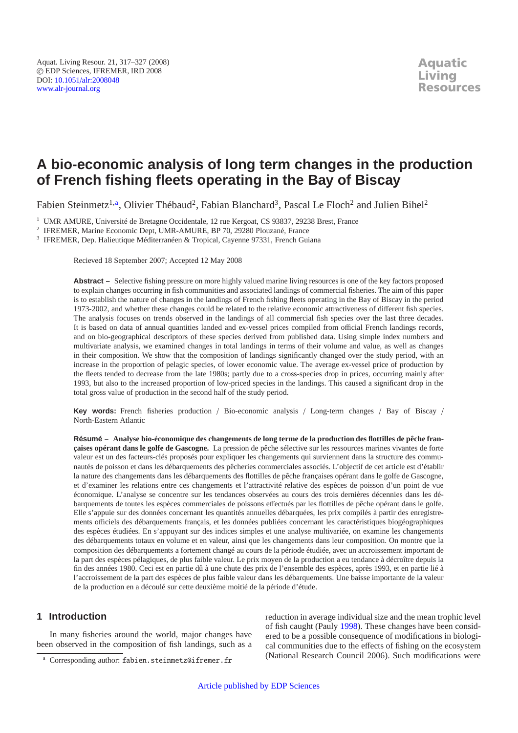# A bio-economic analysis of long term changes in the production of French fishing fleets operating in the Bay of Biscay

Fabien Steinmetz[1,a], Olivier Thébaud[2], Fabian Blanchard[3], Pascal Le Floch[2] and Julien Bihel[2]

[1] UMR AMURE, Université de Bretagne Occidentale, 12 rue Kergoat, CS 93837, 29238 Brest, France
[2] IFREMER, Marine Economic Dept, UMR-AMURE, BP 70, 29280 Plouzané, France
[3] IFREMER, Dep. Halieutique Méditerranéen & Tropical, Cayenne 97331, French Guiana

Recieved 18 September 2007; Accepted 12 May 2008

**Abstract –** Selective fishing pressure on more highly valued marine living resources is one of the key factors proposed to explain changes occurring in fish communities and associated landings of commercial fisheries. The aim of this paper is to establish the nature of changes in the landings of French fishing fleets operating in the Bay of Biscay in the period 1973-2002, and whether these changes could be related to the relative economic attractiveness of different fish species. The analysis focuses on trends observed in the landings of all commercial fish species over the last three decades. It is based on data of annual quantities landed and ex-vessel prices compiled from official French landings records, and on bio-geographical descriptors of these species derived from published data. Using simple index numbers and multivariate analysis, we examined changes in total landings in terms of their volume and value, as well as changes in their composition. We show that the composition of landings significantly changed over the study period, with an increase in the proportion of pelagic species, of lower economic value. The average ex-vessel price of production by the fleets tended to decrease from the late 1980s; partly due to a cross-species drop in prices, occurring mainly after 1993, but also to the increased proportion of low-priced species in the landings. This caused a significant drop in the total gross value of production in the second half of the study period.

**Key words:** French fisheries production / Bio-economic analysis / Long-term changes / Bay of Biscay / North-Eastern Atlantic

**Résumé – Analyse bio-économique des changements de long terme de la production des flottilles de pêche françaises opérant dans le golfe de Gascogne.** La pression de pêche sélective sur les ressources marines vivantes de forte valeur est un des facteurs-clés proposés pour expliquer les changements qui surviennent dans la structure des communautés de poisson et dans les débarquements des pêcheries commerciales associés. L'objectif de cet article est d'établir la nature des changements dans les débarquements des flottilles de pêche françaises opérant dans le golfe de Gascogne, et d'examiner les relations entre ces changements et l'attractivité relative des espèces de poisson d'un point de vue économique. L'analyse se concentre sur les tendances observées au cours des trois dernières décennies dans les débarquements de toutes les espèces commerciales de poissons effectués par les flottilles de pêche opérant dans le golfe. Elle s'appuie sur des données concernant les quantités annuelles débarquées, les prix compilés à partir des enregistrements officiels des débarquements français, et les données publiées concernant les caractéristiques biogéographiques des espèces étudiées. En s'appuyant sur des indices simples et une analyse multivariée, on examine les changements des débarquements totaux en volume et en valeur, ainsi que les changements dans leur composition. On montre que la composition des débarquements a fortement changé au cours de la période étudiée, avec un accroissement important de la part des espèces pélagiques, de plus faible valeur. Le prix moyen de la production a eu tendance à décroître depuis la fin des années 1980s. Ceci est en partie dû à une chute des prix de l'ensemble des espèces, après 1993, et en partie lié à l'accroissement de la part des espèces de plus faible valeur dans les débarquements. Une baisse importante de la valeur de la production en a découlé sur cette deuxième moitié de la période d'étude.

## 1 Introduction

In many fisheries around the world, major changes have been observed in the composition of fish landings, such as a reduction in average individual size and the mean trophic level of fish caught (Pauly 1998). These changes have been considered to be a possible consequence of modifications in biological communities due to the effects of fishing on the ecosystem (National Research Council 2006). Such modifications were

[a] Corresponding author: fabien.steinmetz@ifremer.fr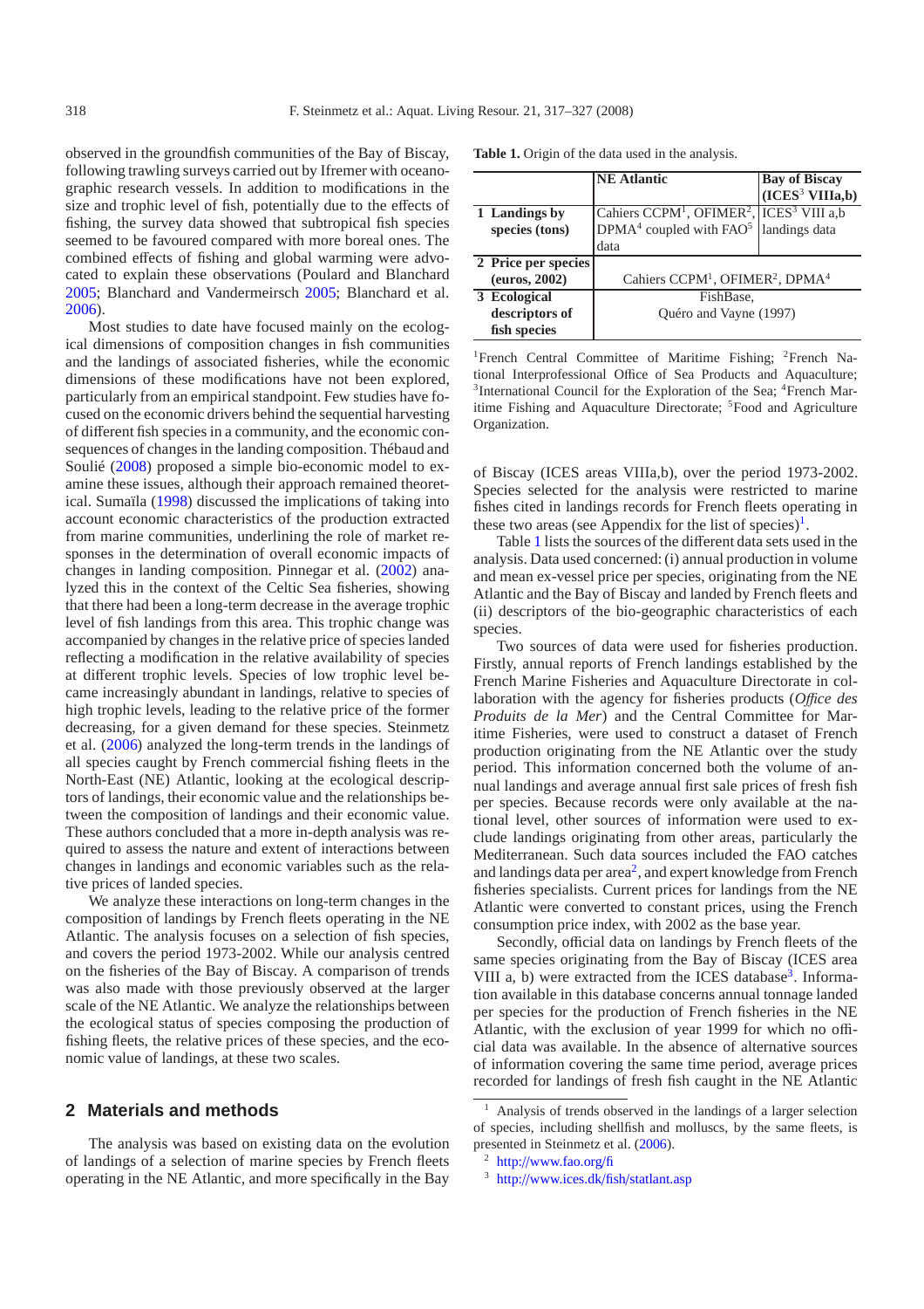observed in the groundfish communities of the Bay of Biscay, following trawling surveys carried out by Ifremer with oceanographic research vessels. In addition to modifications in the size and trophic level of fish, potentially due to the effects of fishing, the survey data showed that subtropical fish species seemed to be favoured compared with more boreal ones. The combined effects of fishing and global warming were advocated to explain these observations (Poulard and Blanchard 2005; Blanchard and Vandermeirsch 2005; Blanchard et al. 2006).

Most studies to date have focused mainly on the ecological dimensions of composition changes in fish communities and the landings of associated fisheries, while the economic dimensions of these modifications have not been explored, particularly from an empirical standpoint. Few studies have focused on the economic drivers behind the sequential harvesting of different fish species in a community, and the economic consequences of changes in the landing composition. Thébaud and Soulié (2008) proposed a simple bio-economic model to examine these issues, although their approach remained theoretical. Sumaïla (1998) discussed the implications of taking into account economic characteristics of the production extracted from marine communities, underlining the role of market responses in the determination of overall economic impacts of changes in landing composition. Pinnegar et al. (2002) analyzed this in the context of the Celtic Sea fisheries, showing that there had been a long-term decrease in the average trophic level of fish landings from this area. This trophic change was accompanied by changes in the relative price of species landed reflecting a modification in the relative availability of species at different trophic levels. Species of low trophic level became increasingly abundant in landings, relative to species of high trophic levels, leading to the relative price of the former decreasing, for a given demand for these species. Steinmetz et al. (2006) analyzed the long-term trends in the landings of all species caught by French commercial fishing fleets in the North-East (NE) Atlantic, looking at the ecological descriptors of landings, their economic value and the relationships between the composition of landings and their economic value. These authors concluded that a more in-depth analysis was required to assess the nature and extent of interactions between changes in landings and economic variables such as the relative prices of landed species.

We analyze these interactions on long-term changes in the composition of landings by French fleets operating in the NE Atlantic. The analysis focuses on a selection of fish species, and covers the period 1973-2002. While our analysis centred on the fisheries of the Bay of Biscay. A comparison of trends was also made with those previously observed at the larger scale of the NE Atlantic. We analyze the relationships between the ecological status of species composing the production of fishing fleets, the relative prices of these species, and the economic value of landings, at these two scales.

## 2 Materials and methods

The analysis was based on existing data on the evolution of landings of a selection of marine species by French fleets operating in the NE Atlantic, and more specifically in the Bay of Biscay (ICES areas VIIIa,b), over the period 1973-2002. Species selected for the analysis were restricted to marine fishes cited in landings records for French fleets operating in these two areas (see Appendix for the list of species)[1].

**Table 1.** Origin of the data used in the analysis.

| | NE Atlantic | Bay of Biscay (ICES[3] VIIIa,b) |
|---|---|---|
| **1 Landings by species (tons)** | Cahiers CCPM[1], OFIMER[2], DPMA[4] coupled with FAO[5] data | ICES[3] VIII a,b landings data |
| **2 Price per species (euros, 2002)** | Cahiers CCPM[1], OFIMER[2], DPMA[4] | |
| **3 Ecological descriptors of fish species** | FishBase, Quéro and Vayne (1997) | |

[1]French Central Committee of Maritime Fishing; [2]French National Interprofessional Office of Sea Products and Aquaculture; [3]International Council for the Exploration of the Sea; [4]French Maritime Fishing and Aquaculture Directorate; [5]Food and Agriculture Organization.

Table 1 lists the sources of the different data sets used in the analysis. Data used concerned: (i) annual production in volume and mean ex-vessel price per species, originating from the NE Atlantic and the Bay of Biscay and landed by French fleets and (ii) descriptors of the bio-geographic characteristics of each species.

Two sources of data were used for fisheries production. Firstly, annual reports of French landings established by the French Marine Fisheries and Aquaculture Directorate in collaboration with the agency for fisheries products (*Office des Produits de la Mer*) and the Central Committee for Maritime Fisheries, were used to construct a dataset of French production originating from the NE Atlantic over the study period. This information concerned both the volume of annual landings and average annual first sale prices of fresh fish per species. Because records were only available at the national level, other sources of information were used to exclude landings originating from other areas, particularly the Mediterranean. Such data sources included the FAO catches and landings data per area[2], and expert knowledge from French fisheries specialists. Current prices for landings from the NE Atlantic were converted to constant prices, using the French consumption price index, with 2002 as the base year.

Secondly, official data on landings by French fleets of the same species originating from the Bay of Biscay (ICES areas VIII a, b) were extracted from the ICES database[3]. Information available in this database concerns annual tonnage landed per species for the production of French fisheries in the NE Atlantic, with the exclusion of year 1999 for which no official data was available. In the absence of alternative sources of information covering the same time period, average prices recorded for landings of fresh fish caught in the NE Atlantic

[1] Analysis of trends observed in the landings of a larger selection of species, including shellfish and molluscs, by the same fleets, is presented in Steinmetz et al. (2006).

[2] http://www.fao.org/fi

[3] http://www.ices.dk/fish/statlant.asp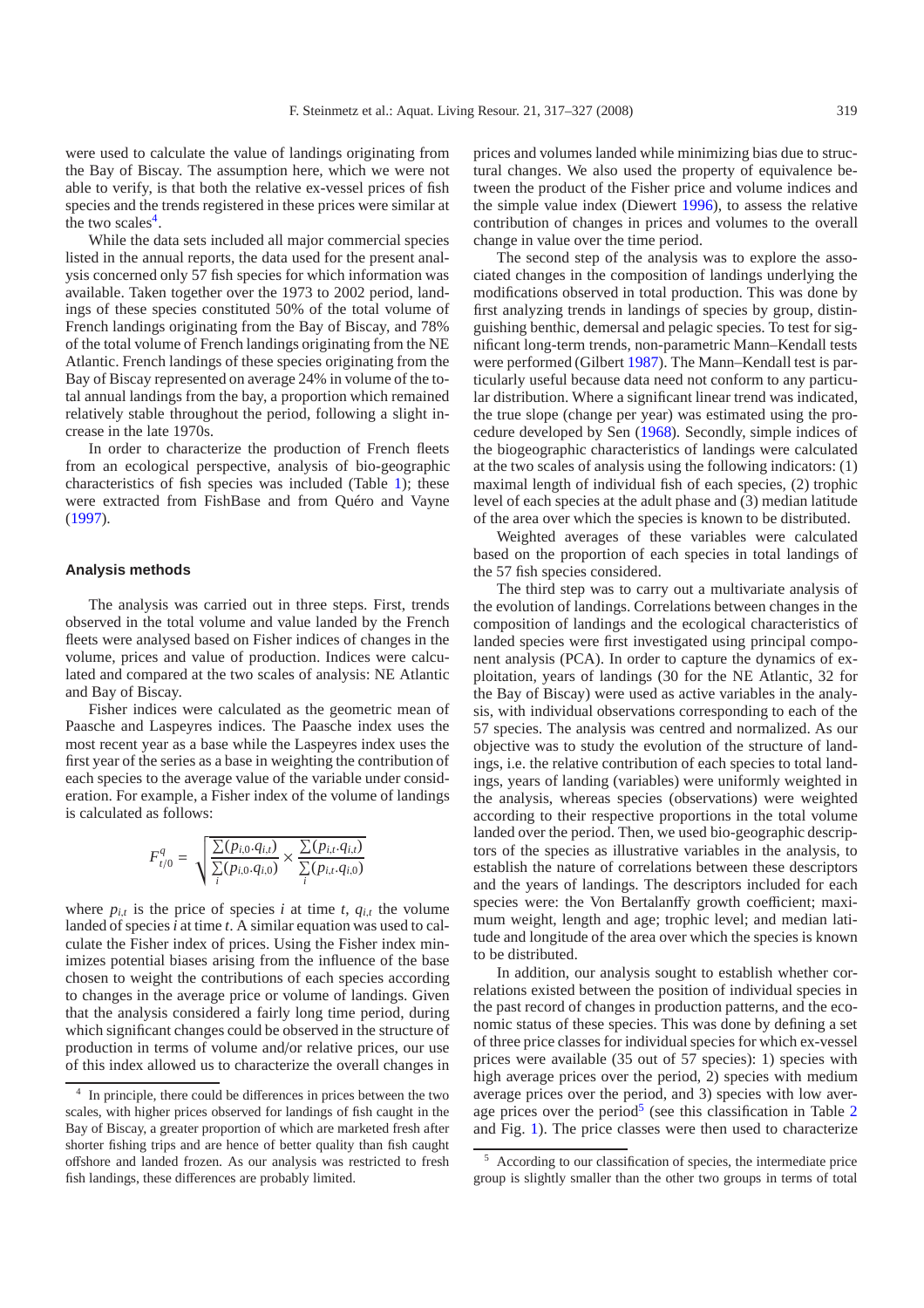were used to calculate the value of landings originating from the Bay of Biscay. The assumption here, which we were not able to verify, is that both the relative ex-vessel prices of fish species and the trends registered in these prices were similar at the two scales[4].

While the data sets included all major commercial species listed in the annual reports, the data used for the present analysis concerned only 57 fish species for which information was available. Taken together over the 1973 to 2002 period, landings of these species constituted 50% of the total volume of French landings originating from the Bay of Biscay, and 78% of the total volume of French landings originating from the NE Atlantic. French landings of these species originating from the Bay of Biscay represented on average 24% in volume of the total annual landings from the bay, a proportion which remained relatively stable throughout the period, following a slight increase in the late 1970s.

In order to characterize the production of French fleets from an ecological perspective, analysis of bio-geographic characteristics of fish species was included (Table 1); these were extracted from FishBase and from Quéro and Vayne (1997).

### Analysis methods

The analysis was carried out in three steps. First, trends observed in the total volume and value landed by the French fleets were analysed based on Fisher indices of changes in the volume, prices and value of production. Indices were calculated and compared at the two scales of analysis: NE Atlantic and Bay of Biscay.

Fisher indices were calculated as the geometric mean of Paasche and Laspeyres indices. The Paasche index uses the most recent year as a base while the Laspeyres index uses the first year of the series as a base in weighting the contribution of each species to the average value of the variable under consideration. For example, a Fisher index of the volume of landings is calculated as follows:

$$F_{t/0}^{q} = \sqrt{\frac{\sum_i (p_{i,0} \cdot q_{i,t})}{\sum_i (p_{i,0} \cdot q_{i,0})} \times \frac{\sum_i (p_{i,t} \cdot q_{i,t})}{\sum_i (p_{i,t} \cdot q_{i,0})}}$$

where $p_{i,t}$ is the price of species $i$ at time $t$, $q_{i,t}$ the volume landed of species $i$ at time $t$. A similar equation was used to calculate the Fisher index of prices. Using the Fisher index minimizes potential biases arising from the influence of the base chosen to weight the contributions of each species according to changes in the average price or volume of landings. Given that the analysis considered a fairly long time period, during which significant changes could be observed in the structure of production in terms of volume and/or relative prices, our use of this index allowed us to characterize the overall changes in prices and volumes landed while minimizing bias due to structural changes. We also used the property of equivalence between the product of the Fisher price and volume indices and the simple value index (Diewert 1996), to assess the relative contribution of changes in prices and volumes to the overall change in value over the time period.

The second step of the analysis was to explore the associated changes in the composition of landings underlying the modifications observed in total production. This was done by first analyzing trends in landings of species by group, distinguishing benthic, demersal and pelagic species. To test for significant long-term trends, non-parametric Mann–Kendall tests were performed (Gilbert 1987). The Mann–Kendall test is particularly useful because data need not conform to any particular distribution. Where a significant linear trend was indicated, the true slope (change per year) was estimated using the procedure developed by Sen (1968). Secondly, simple indices of the biogeographic characteristics of landings were calculated at the two scales of analysis using the following indicators: (1) maximal length of individual fish of each species, (2) trophic level of each species at the adult phase and (3) median latitude of the area over which the species is known to be distributed.

Weighted averages of these variables were calculated based on the proportion of each species in total landings of the 57 fish species considered.

The third step was to carry out a multivariate analysis of the evolution of landings. Correlations between changes in the composition of landings and the ecological characteristics of landed species were first investigated using principal component analysis (PCA). In order to capture the dynamics of exploitation, years of landings (30 for the NE Atlantic, 32 for the Bay of Biscay) were used as active variables in the analysis, with individual observations corresponding to each of the 57 species. The analysis was centred and normalized. As our objective was to study the evolution of the structure of landings, i.e. the relative contribution of each species to total landings, years of landing (variables) were uniformly weighted in the analysis, whereas species (observations) were weighted according to their respective proportions in the total volume landed over the period. Then, we used bio-geographic descriptors of the species as illustrative variables in the analysis, to establish the nature of correlations between these descriptors and the years of landings. The descriptors included for each species were: the Von Bertalanffy growth coefficient; maximum weight, length and age; trophic level; and median latitude and longitude of the area over which the species is known to be distributed.

In addition, our analysis sought to establish whether correlations existed between the position of individual species in the past record of changes in production patterns, and the economic status of these species. This was done by defining a set of three price classes for individual species for which ex-vessel prices were available (35 out of 57 species): 1) species with high average prices over the period, 2) species with medium average prices over the period, and 3) species with low average prices over the period[5] (see this classification in Table 2 and Fig. 1). The price classes were then used to characterize

---

[4] In principle, there could be differences in prices between the two scales, with higher prices observed for landings of fish caught in the Bay of Biscay, a greater proportion of which are marketed fresh after shorter fishing trips and are hence of better quality than fish caught offshore and landed frozen. As our analysis was restricted to fresh fish landings, these differences are probably limited.

[5] According to our classification of species, the intermediate price group is slightly smaller than the other two groups in terms of total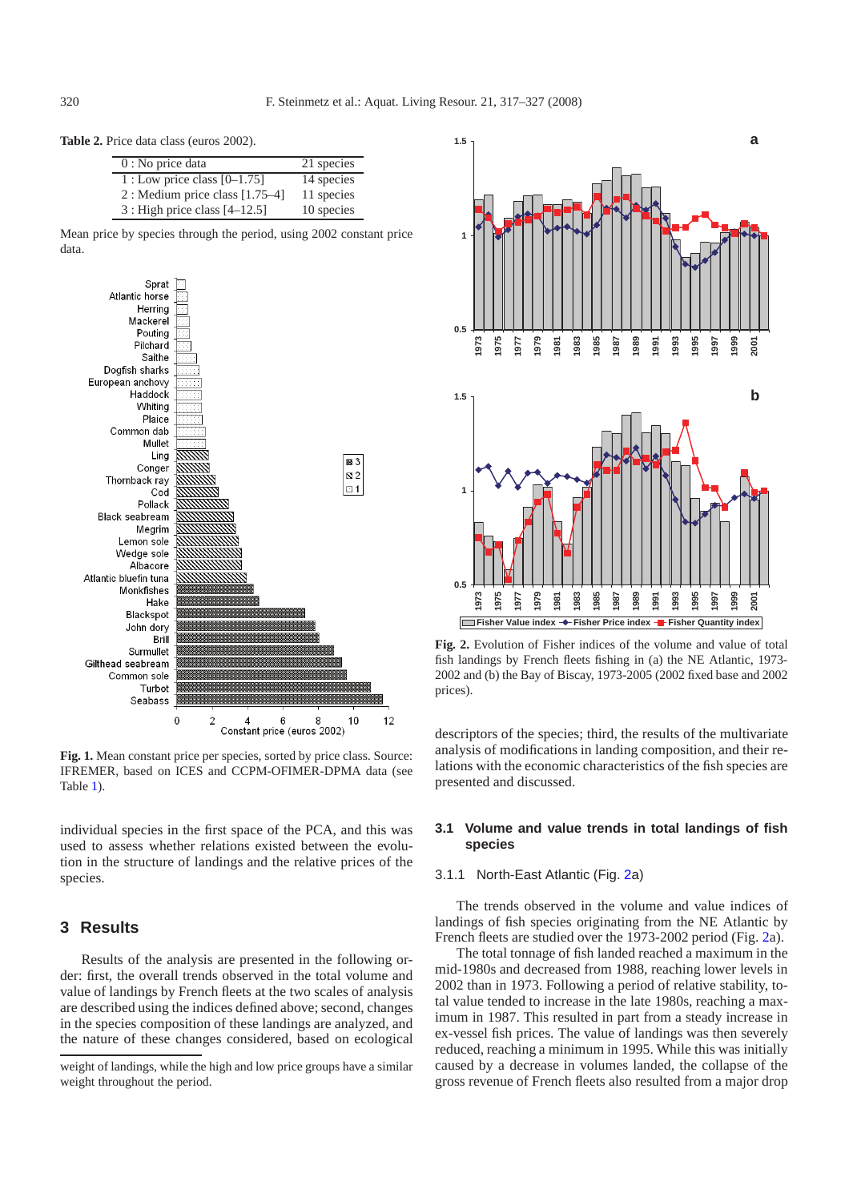**Table 2.** Price data class (euros 2002).

| | |
|---|---|
| 0 : No price data | 21 species |
| 1 : Low price class [0–1.75] | 14 species |
| 2 : Medium price class [1.75–4] | 11 species |
| 3 : High price class [4–12.5] | 10 species |

Mean price by species through the period, using 2002 constant price data.

**Fig. 1.** Mean constant price per species, sorted by price class. Source: IFREMER, based on ICES and CCPM-OFIMER-DPMA data (see Table 1).

individual species in the first space of the PCA, and this was used to assess whether relations existed between the evolution in the structure of landings and the relative prices of the species.

## 3 Results

Results of the analysis are presented in the following order: first, the overall trends observed in the total volume and value of landings by French fleets at the two scales of analysis are described using the indices defined above; second, changes in the species composition of these landings are analyzed, and the nature of these changes considered, based on ecological descriptors of the species; third, the results of the multivariate analysis of modifications in landing composition, and their relations with the economic characteristics of the fish species are presented and discussed.

**Fig. 2.** Evolution of Fisher indices of the volume and value of total fish landings by French fleets fishing in (a) the NE Atlantic, 1973-2002 and (b) the Bay of Biscay, 1973-2005 (2002 fixed base and 2002 prices).

### 3.1 Volume and value trends in total landings of fish species

#### 3.1.1 North-East Atlantic (Fig. 2a)

The trends observed in the volume and value indices of landings of fish species originating from the NE Atlantic by French fleets are studied over the 1973-2002 period (Fig. 2a).

The total tonnage of fish landed reached a maximum in the mid-1980s and decreased from 1988, reaching lower levels in 2002 than in 1973. Following a period of relative stability, total value tended to increase in the late 1980s, reaching a maximum in 1987. This resulted in part from a steady increase in ex-vessel fish prices. The value of landings was then severely reduced, reaching a minimum in 1995. While this was initially caused by a decrease in volumes landed, the collapse of the gross revenue of French fleets also resulted from a major drop

weight of landings, while the high and low price groups have a similar weight throughout the period.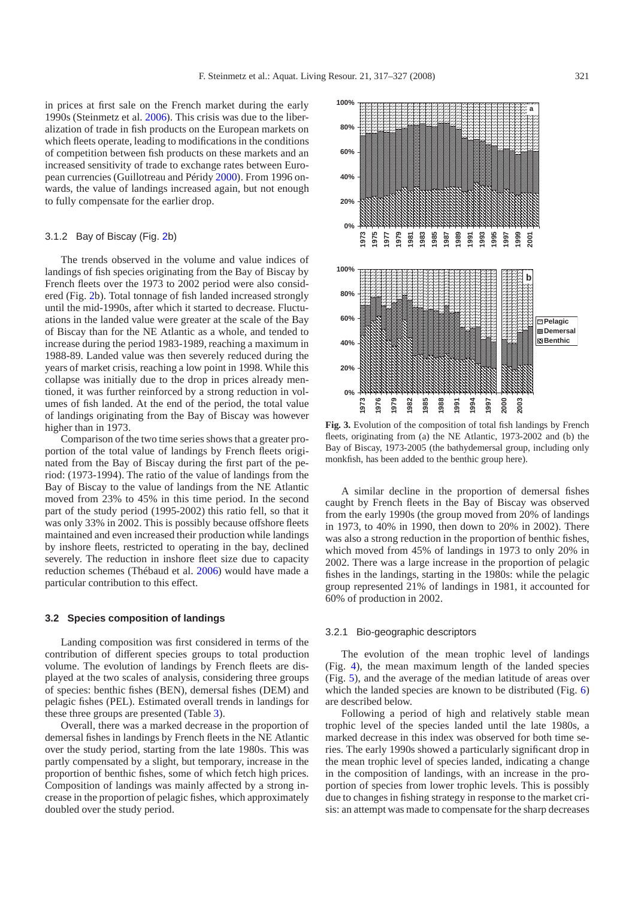in prices at first sale on the French market during the early 1990s (Steinmetz et al. 2006). This crisis was due to the liberalization of trade in fish products on the European markets on which fleets operate, leading to modifications in the conditions of competition between fish products on these markets and an increased sensitivity of trade to exchange rates between European currencies (Guillotreau and Péridy 2000). From 1996 onwards, the value of landings increased again, but not enough to fully compensate for the earlier drop.

### 3.1.2 Bay of Biscay (Fig. 2b)

The trends observed in the volume and value indices of landings of fish species originating from the Bay of Biscay by French fleets over the 1973 to 2002 period were also considered (Fig. 2b). Total tonnage of fish landed increased strongly until the mid-1990s, after which it started to decrease. Fluctuations in the landed value were greater at the scale of the Bay of Biscay than for the NE Atlantic as a whole, and tended to increase during the period 1983-1989, reaching a maximum in 1988-89. Landed value was then severely reduced during the years of market crisis, reaching a low point in 1998. While this collapse was initially due to the drop in prices already mentioned, it was further reinforced by a strong reduction in volumes of fish landed. At the end of the period, the total value of landings originating from the Bay of Biscay was however higher than in 1973.

Comparison of the two time series shows that a greater proportion of the total value of landings by French fleets originated from the Bay of Biscay during the first part of the period: (1973-1994). The ratio of the value of landings from the Bay of Biscay to the value of landings from the NE Atlantic moved from 23% to 45% in this time period. In the second part of the study period (1995-2002) this ratio fell, so that it was only 33% in 2002. This is possibly because offshore fleets maintained and even increased their production while landings by inshore fleets, restricted to operating in the bay, declined severely. The reduction in inshore fleet size due to capacity reduction schemes (Thébaud et al. 2006) would have made a particular contribution to this effect.

## 3.2 Species composition of landings

Landing composition was first considered in terms of the contribution of different species groups to total production volume. The evolution of landings by French fleets are displayed at the two scales of analysis, considering three groups of species: benthic fishes (BEN), demersal fishes (DEM) and pelagic fishes (PEL). Estimated overall trends in landings for these three groups are presented (Table 3).

Overall, there was a marked decrease in the proportion of demersal fishes in landings by French fleets in the NE Atlantic over the study period, starting from the late 1980s. This was partly compensated by a slight, but temporary, increase in the proportion of benthic fishes, some of which fetch high prices. Composition of landings was mainly affected by a strong increase in the proportion of pelagic fishes, which approximately doubled over the study period.

**Fig. 3.** Evolution of the composition of total fish landings by French fleets, originating from (a) the NE Atlantic, 1973-2002 and (b) the Bay of Biscay, 1973-2005 (the bathydemersal group, including only monkfish, has been added to the benthic group here).

A similar decline in the proportion of demersal fishes caught by French fleets in the Bay of Biscay was observed from the early 1990s (the group moved from 20% of landings in 1973, to 40% in 1990, then down to 20% in 2002). There was also a strong reduction in the proportion of benthic fishes, which moved from 45% of landings in 1973 to only 20% in 2002. There was a large increase in the proportion of pelagic fishes in the landings, starting in the 1980s: while the pelagic group represented 21% of landings in 1981, it accounted for 60% of production in 2002.

### 3.2.1 Bio-geographic descriptors

The evolution of the mean trophic level of landings (Fig. 4), the mean maximum length of the landed species (Fig. 5), and the average of the median latitude of areas over which the landed species are known to be distributed (Fig. 6) are described below.

Following a period of high and relatively stable mean trophic level of the species landed until the late 1980s, a marked decrease in this index was observed for both time series. The early 1990s showed a particularly significant drop in the mean trophic level of species landed, indicating a change in the composition of landings, with an increase in the proportion of species from lower trophic levels. This is possibly due to changes in fishing strategy in response to the market crisis: an attempt was made to compensate for the sharp decreases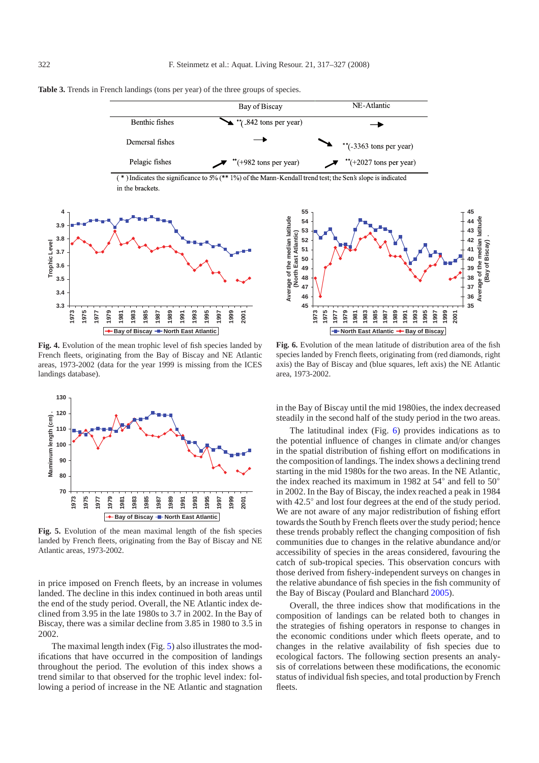**Table 3.** Trends in French landings (tons per year) of the three groups of species.

| | Bay of Biscay | NE-Atlantic |
|---|---|---|
| Benthic fishes | ↘ **(-842 tons per year) | → |
| Demersal fishes | → | ↘ **(-3363 tons per year) |
| Pelagic fishes | ↗ **(+982 tons per year) | ↗ **(+2027 tons per year) |

( * ) Indicates the significance to 5% (** 1%) of the Mann-Kendall trend test; the Sen's slope is indicated in the brackets.

**Fig. 4.** Evolution of the mean trophic level of fish species landed by French fleets, originating from the Bay of Biscay and NE Atlantic areas, 1973-2002 (data for the year 1999 is missing from the ICES landings database).

**Fig. 6.** Evolution of the mean latitude of distribution area of the fish species landed by French fleets, originating from (red diamonds, right axis) the Bay of Biscay and (blue squares, left axis) the NE Atlantic area, 1973-2002.

**Fig. 5.** Evolution of the mean maximal length of the fish species landed by French fleets, originating from the Bay of Biscay and NE Atlantic areas, 1973-2002.

in price imposed on French fleets, by an increase in volumes landed. The decline in this index continued in both areas until the end of the study period. Overall, the NE Atlantic index declined from 3.95 in the late 1980s to 3.7 in 2002. In the Bay of Biscay, there was a similar decline from 3.85 in 1980 to 3.5 in 2002.

The maximal length index (Fig. 5) also illustrates the modifications that have occurred in the composition of landings throughout the period. The evolution of this index shows a trend similar to that observed for the trophic level index: following a period of increase in the NE Atlantic and stagnation in the Bay of Biscay until the mid 1980ies, the index decreased steadily in the second half of the study period in the two areas.

The latitudinal index (Fig. 6) provides indications as to the potential influence of changes in climate and/or changes in the spatial distribution of fishing effort on modifications in the composition of landings. The index shows a declining trend starting in the mid 1980s for the two areas. In the NE Atlantic, the index reached its maximum in 1982 at 54° and fell to 50° in 2002. In the Bay of Biscay, the index reached a peak in 1984 with 42.5° and lost four degrees at the end of the study period. We are not aware of any major redistribution of fishing effort towards the South by French fleets over the study period; hence these trends probably reflect the changing composition of fish communities due to changes in the relative abundance and/or accessibility of species in the areas considered, favouring the catch of sub-tropical species. This observation concurs with those derived from fishery-independent surveys on changes in the relative abundance of fish species in the fish community of the Bay of Biscay (Poulard and Blanchard 2005).

Overall, the three indices show that modifications in the composition of landings can be related both to changes in the strategies of fishing operators in response to changes in the economic conditions under which fleets operate, and to changes in the relative availability of fish species due to ecological factors. The following section presents an analysis of correlations between these modifications, the economic status of individual fish species, and total production by French fleets.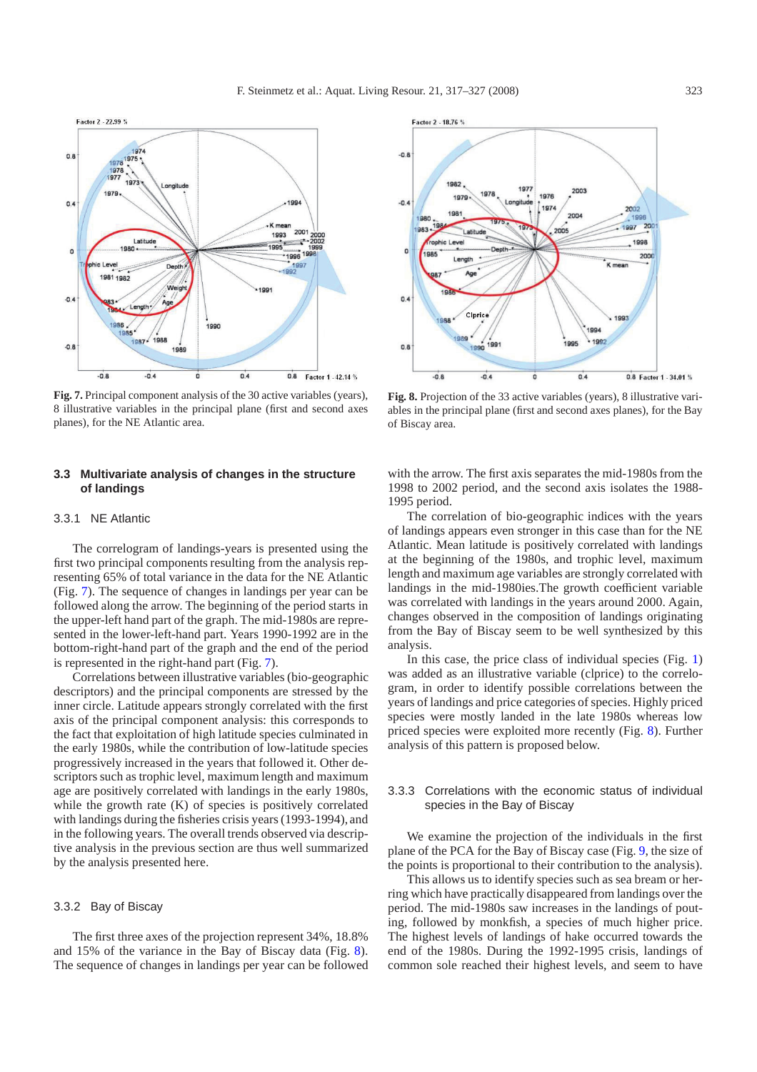**Fig. 7.** Principal component analysis of the 30 active variables (years), 8 illustrative variables in the principal plane (first and second axes planes), for the NE Atlantic area.

**Fig. 8.** Projection of the 33 active variables (years), 8 illustrative variables in the principal plane (first and second axes planes), for the Bay of Biscay area.

### 3.3 Multivariate analysis of changes in the structure of landings

#### 3.3.1 NE Atlantic

The correlogram of landings-years is presented using the first two principal components resulting from the analysis representing 65% of total variance in the data for the NE Atlantic (Fig. 7). The sequence of changes in landings per year can be followed along the arrow. The beginning of the period starts in the upper-left hand part of the graph. The mid-1980s are represented in the lower-left-hand part. Years 1990-1992 are in the bottom-right-hand part of the graph and the end of the period is represented in the right-hand part (Fig. 7).

Correlations between illustrative variables (bio-geographic descriptors) and the principal components are stressed by the inner circle. Latitude appears strongly correlated with the first axis of the principal component analysis: this corresponds to the fact that exploitation of high latitude species culminated in the early 1980s, while the contribution of low-latitude species progressively increased in the years that followed it. Other descriptors such as trophic level, maximum length and maximum age are positively correlated with landings in the early 1980s, while the growth rate (K) of species is positively correlated with landings during the fisheries crisis years (1993-1994), and in the following years. The overall trends observed via descriptive analysis in the previous section are thus well summarized by the analysis presented here.

#### 3.3.2 Bay of Biscay

The first three axes of the projection represent 34%, 18.8% and 15% of the variance in the Bay of Biscay data (Fig. 8). The sequence of changes in landings per year can be followed with the arrow. The first axis separates the mid-1980s from the 1998 to 2002 period, and the second axis isolates the 1988-1995 period.

The correlation of bio-geographic indices with the years of landings appears even stronger in this case than for the NE Atlantic. Mean latitude is positively correlated with landings at the beginning of the 1980s, and trophic level, maximum length and maximum age variables are strongly correlated with landings in the mid-1980ies.The growth coefficient variable was correlated with landings in the years around 2000. Again, changes observed in the composition of landings originating from the Bay of Biscay seem to be well synthesized by this analysis.

In this case, the price class of individual species (Fig. 1) was added as an illustrative variable (clprice) to the correlogram, in order to identify possible correlations between the years of landings and price categories of species. Highly priced species were mostly landed in the late 1980s whereas low priced species were exploited more recently (Fig. 8). Further analysis of this pattern is proposed below.

#### 3.3.3 Correlations with the economic status of individual species in the Bay of Biscay

We examine the projection of the individuals in the first plane of the PCA for the Bay of Biscay case (Fig. 9, the size of the points is proportional to their contribution to the analysis).

This allows us to identify species such as sea bream or herring which have practically disappeared from landings over the period. The mid-1980s saw increases in the landings of pouting, followed by monkfish, a species of much higher price. The highest levels of landings of hake occurred towards the end of the 1980s. During the 1992-1995 crisis, landings of common sole reached their highest levels, and seem to have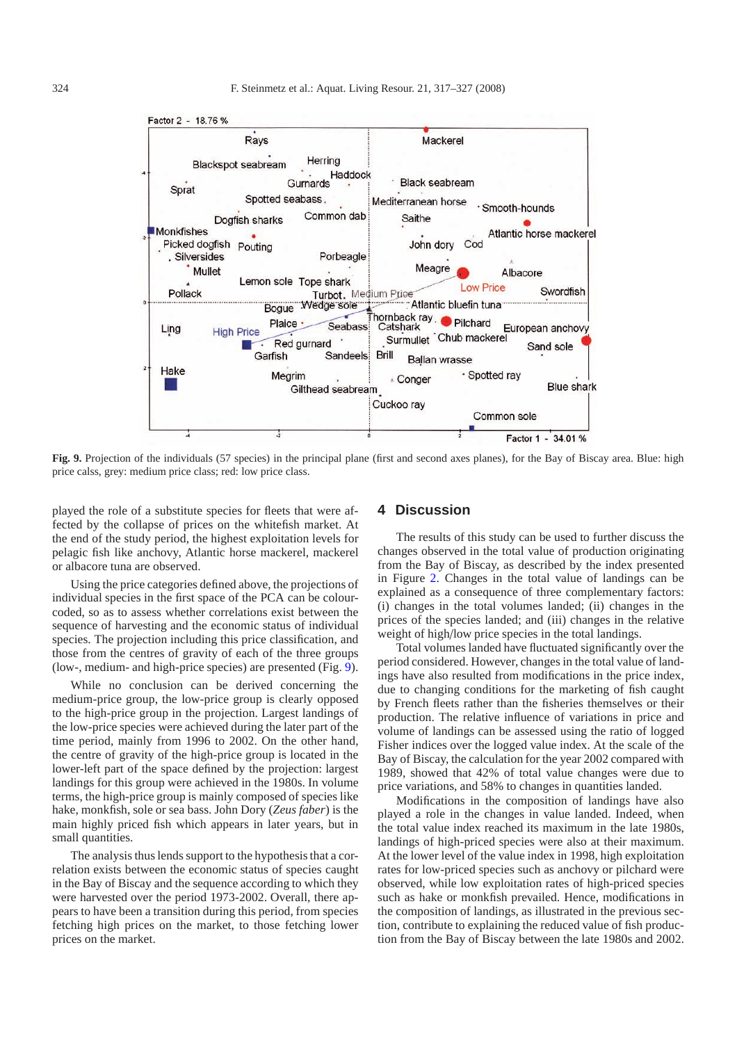Fig. 9. Projection of the individuals (57 species) in the principal plane (first and second axes planes), for the Bay of Biscay area. Blue: high price calss, grey: medium price class; red: low price class.

played the role of a substitute species for fleets that were affected by the collapse of prices on the whitefish market. At the end of the study period, the highest exploitation levels for pelagic fish like anchovy, Atlantic horse mackerel, mackerel or albacore tuna are observed.

Using the price categories defined above, the projections of individual species in the first space of the PCA can be colour-coded, so as to assess whether correlations exist between the sequence of harvesting and the economic status of individual species. The projection including this price classification, and those from the centres of gravity of each of the three groups (low-, medium- and high-price species) are presented (Fig. 9).

While no conclusion can be derived concerning the medium-price group, the low-price group is clearly opposed to the high-price group in the projection. Largest landings of the low-price species were achieved during the later part of the time period, mainly from 1996 to 2002. On the other hand, the centre of gravity of the high-price group is located in the lower-left part of the space defined by the projection: largest landings for this group were achieved in the 1980s. In volume terms, the high-price group is mainly composed of species like hake, monkfish, sole or sea bass. John Dory (*Zeus faber*) is the main highly priced fish which appears in later years, but in small quantities.

The analysis thus lends support to the hypothesis that a correlation exists between the economic status of species caught in the Bay of Biscay and the sequence according to which they were harvested over the period 1973-2002. Overall, there appears to have been a transition during this period, from species fetching high prices on the market, to those fetching lower prices on the market.

## 4 Discussion

The results of this study can be used to further discuss the changes observed in the total value of production originating from the Bay of Biscay, as described by the index presented in Figure 2. Changes in the total value of landings can be explained as a consequence of three complementary factors: (i) changes in the total volumes landed; (ii) changes in the prices of the species landed; and (iii) changes in the relative weight of high/low price species in the total landings.

Total volumes landed have fluctuated significantly over the period considered. However, changes in the total value of landings have also resulted from modifications in the price index, due to changing conditions for the marketing of fish caught by French fleets rather than the fisheries themselves or their production. The relative influence of variations in price and volume of landings can be assessed using the ratio of logged Fisher indices over the logged value index. At the scale of the Bay of Biscay, the calculation for the year 2002 compared with 1989, showed that 42% of total value changes were due to price variations, and 58% to changes in quantities landed.

Modifications in the composition of landings have also played a role in the changes in value landed. Indeed, when the total value index reached its maximum in the late 1980s, landings of high-priced species were also at their maximum. At the lower level of the value index in 1998, high exploitation rates for low-priced species such as anchovy or pilchard were observed, while low exploitation rates of high-priced species such as hake or monkfish prevailed. Hence, modifications in the composition of landings, as illustrated in the previous section, contribute to explaining the reduced value of fish production from the Bay of Biscay between the late 1980s and 2002.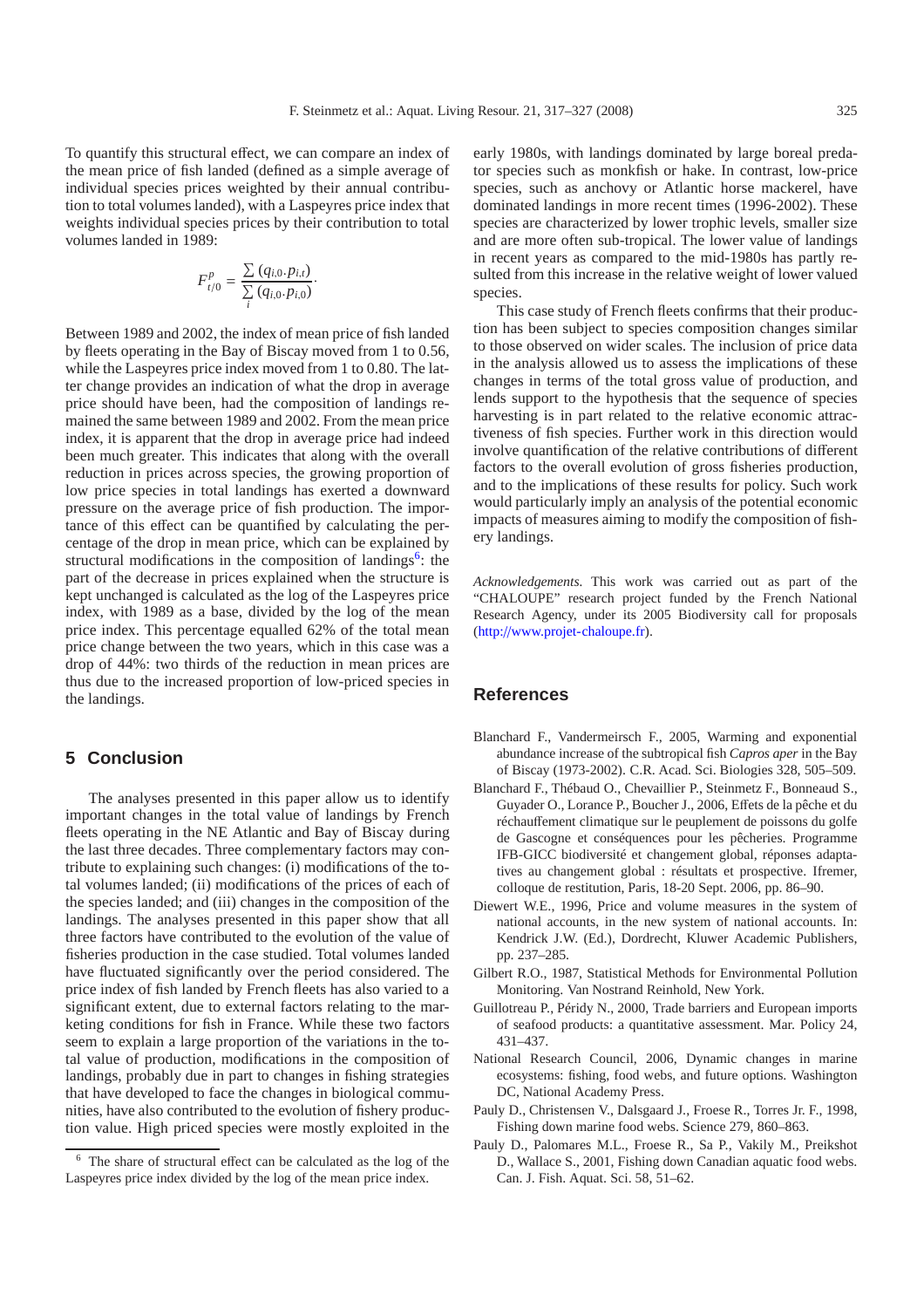To quantify this structural effect, we can compare an index of the mean price of fish landed (defined as a simple average of individual species prices weighted by their annual contribution to total volumes landed), with a Laspeyres price index that weights individual species prices by their contribution to total volumes landed in 1989:

$$F_{t/0}^{p} = \frac{\sum (q_{i,0} \cdot p_{i,t})}{\sum_{i} (q_{i,0} \cdot p_{i,0})}.$$

Between 1989 and 2002, the index of mean price of fish landed by fleets operating in the Bay of Biscay moved from 1 to 0.56, while the Laspeyres price index moved from 1 to 0.80. The latter change provides an indication of what the drop in average price should have been, had the composition of landings remained the same between 1989 and 2002. From the mean price index, it is apparent that the drop in average price had indeed been much greater. This indicates that along with the overall reduction in prices across species, the growing proportion of low price species in total landings has exerted a downward pressure on the average price of fish production. The importance of this effect can be quantified by calculating the percentage of the drop in mean price, which can be explained by structural modifications in the composition of landings[6]: the part of the decrease in prices explained when the structure is kept unchanged is calculated as the log of the Laspeyres price index, with 1989 as a base, divided by the log of the mean price index. This percentage equalled 62% of the total mean price change between the two years, which in this case was a drop of 44%: two thirds of the reduction in mean prices are thus due to the increased proportion of low-priced species in the landings.

## 5 Conclusion

The analyses presented in this paper allow us to identify important changes in the total value of landings by French fleets operating in the NE Atlantic and Bay of Biscay during the last three decades. Three complementary factors may contribute to explaining such changes: (i) modifications of the total volumes landed; (ii) modifications of the prices of each of the species landed; and (iii) changes in the composition of the landings. The analyses presented in this paper show that all three factors have contributed to the evolution of the value of fisheries production in the case studied. Total volumes landed have fluctuated significantly over the period considered. The price index of fish landed by French fleets has also varied to a significant extent, due to external factors relating to the marketing conditions for fish in France. While these two factors seem to explain a large proportion of the variations in the total value of production, modifications in the composition of landings, probably due in part to changes in fishing strategies that have developed to face the changes in biological communities, have also contributed to the evolution of fishery production value. High priced species were mostly exploited in the early 1980s, with landings dominated by large boreal predator species such as monkfish or hake. In contrast, low-price species, such as anchovy or Atlantic horse mackerel, have dominated landings in more recent times (1996-2002). These species are characterized by lower trophic levels, smaller size and are more often sub-tropical. The lower value of landings in recent years as compared to the mid-1980s has partly resulted from this increase in the relative weight of lower valued species.

This case study of French fleets confirms that their production has been subject to species composition changes similar to those observed on wider scales. The inclusion of price data in the analysis allowed us to assess the implications of these changes in terms of the total gross value of production, and lends support to the hypothesis that the sequence of species harvesting is in part related to the relative economic attractiveness of fish species. Further work in this direction would involve quantification of the relative contributions of different factors to the overall evolution of gross fisheries production, and to the implications of these results for policy. Such work would particularly imply an analysis of the potential economic impacts of measures aiming to modify the composition of fishery landings.

*Acknowledgements.* This work was carried out as part of the "CHALOUPE" research project funded by the French National Research Agency, under its 2005 Biodiversity call for proposals (http://www.projet-chaloupe.fr).

[6] The share of structural effect can be calculated as the log of the Laspeyres price index divided by the log of the mean price index.

## References

Blanchard F., Vandermeirsch F., 2005, Warming and exponential abundance increase of the subtropical fish *Capros aper* in the Bay of Biscay (1973-2002). C.R. Acad. Sci. Biologies 328, 505–509.

Blanchard F., Thébaud O., Chevaillier P., Steinmetz F., Bonneaud S., Guyader O., Lorance P., Boucher J., 2006, Effets de la pêche et du réchauffement climatique sur le peuplement de poissons du golfe de Gascogne et conséquences pour les pêcheries. Programme IFB-GICC biodiversité et changement global, réponses adaptatives au changement global : résultats et prospective. Ifremer, colloque de restitution, Paris, 18-20 Sept. 2006, pp. 86–90.

Diewert W.E., 1996, Price and volume measures in the system of national accounts, in the new system of national accounts. In: Kendrick J.W. (Ed.), Dordrecht, Kluwer Academic Publishers, pp. 237–285.

Gilbert R.O., 1987, Statistical Methods for Environmental Pollution Monitoring. Van Nostrand Reinhold, New York.

Guillotreau P., Péridy N., 2000, Trade barriers and European imports of seafood products: a quantitative assessment. Mar. Policy 24, 431–437.

National Research Council, 2006, Dynamic changes in marine ecosystems: fishing, food webs, and future options. Washington DC, National Academy Press.

Pauly D., Christensen V., Dalsgaard J., Froese R., Torres Jr. F., 1998, Fishing down marine food webs. Science 279, 860–863.

Pauly D., Palomares M.L., Froese R., Sa P., Vakily M., Preikshot D., Wallace S., 2001, Fishing down Canadian aquatic food webs. Can. J. Fish. Aquat. Sci. 58, 51–62.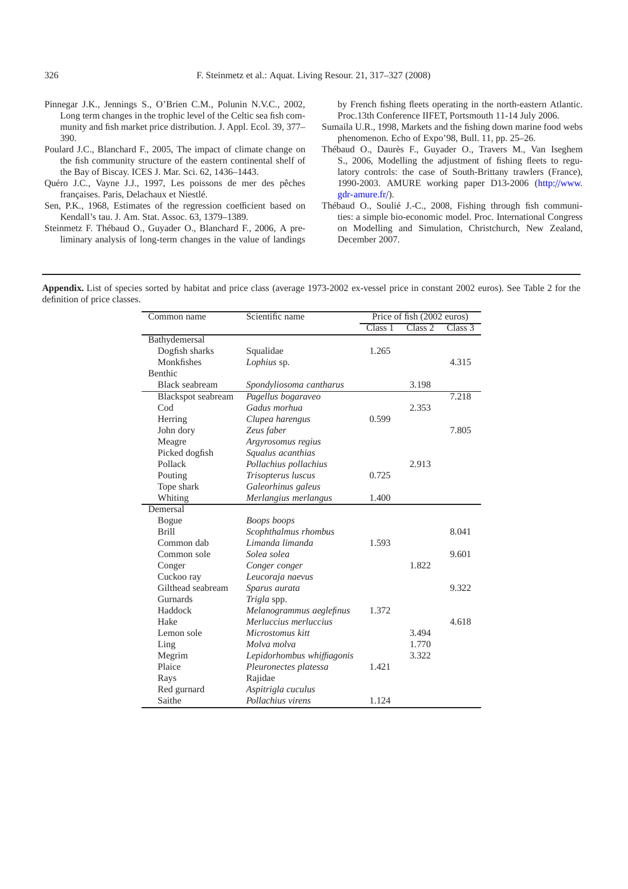Pinnegar J.K., Jennings S., O'Brien C.M., Polunin N.V.C., 2002, Long term changes in the trophic level of the Celtic sea fish community and fish market price distribution. J. Appl. Ecol. 39, 377–390.

Poulard J.C., Blanchard F., 2005, The impact of climate change on the fish community structure of the eastern continental shelf of the Bay of Biscay. ICES J. Mar. Sci. 62, 1436–1443.

Quéro J.C., Vayne J.J., 1997, Les poissons de mer des pêches françaises. Paris, Delachaux et Niestlé.

Sen, P.K., 1968, Estimates of the regression coefficient based on Kendall's tau. J. Am. Stat. Assoc. 63, 1379–1389.

Steinmetz F. Thébaud O., Guyader O., Blanchard F., 2006, A preliminary analysis of long-term changes in the value of landings by French fishing fleets operating in the north-eastern Atlantic. Proc.13th Conference IIFET, Portsmouth 11-14 July 2006.

Sumaila U.R., 1998, Markets and the fishing down marine food webs phenomenon. Echo of Expo'98, Bull. 11, pp. 25–26.

Thébaud O., Daurès F., Guyader O., Travers M., Van Iseghem S., 2006, Modelling the adjustment of fishing fleets to regulatory controls: the case of South-Brittany trawlers (France), 1990-2003. AMURE working paper D13-2006 (http://www.gdr-amure.fr/).

Thébaud O., Soulié J.-C., 2008, Fishing through fish communities: a simple bio-economic model. Proc. International Congress on Modelling and Simulation, Christchurch, New Zealand, December 2007.

**Appendix.** List of species sorted by habitat and price class (average 1973-2002 ex-vessel price in constant 2002 euros). See Table 2 for the definition of price classes.

| Common name | Scientific name | Price of fish (2002 euros) | | |
|---|---|---|---|---|
| | | Class 1 | Class 2 | Class 3 |
| Bathydemersal | | | | |
| Dogfish sharks | Squalidae | 1.265 | | |
| Monkfishes | *Lophius* sp. | | | 4.315 |
| Benthic | | | | |
| Black seabream | *Spondyliosoma cantharus* | | 3.198 | |
| Blackspot seabream | *Pagellus bogaraveo* | | | 7.218 |
| Cod | *Gadus morhua* | | 2.353 | |
| Herring | *Clupea harengus* | 0.599 | | |
| John dory | *Zeus faber* | | | 7.805 |
| Meagre | *Argyrosomus regius* | | | |
| Picked dogfish | *Squalus acanthias* | | | |
| Pollack | *Pollachius pollachius* | | 2.913 | |
| Pouting | *Trisopterus luscus* | 0.725 | | |
| Tope shark | *Galeorhinus galeus* | | | |
| Whiting | *Merlangius merlangus* | 1.400 | | |
| Demersal | | | | |
| Bogue | *Boops boops* | | | |
| Brill | *Scophthalmus rhombus* | | | 8.041 |
| Common dab | *Limanda limanda* | 1.593 | | |
| Common sole | *Solea solea* | | | 9.601 |
| Conger | *Conger conger* | | 1.822 | |
| Cuckoo ray | *Leucoraja naevus* | | | |
| Gilthead seabream | *Sparus aurata* | | | 9.322 |
| Gurnards | *Trigla* spp. | | | |
| Haddock | *Melanogrammus aeglefinus* | 1.372 | | |
| Hake | *Merluccius merluccius* | | | 4.618 |
| Lemon sole | *Microstomus kitt* | | 3.494 | |
| Ling | *Molva molva* | | 1.770 | |
| Megrim | *Lepidorhombus whiffiagonis* | | 3.322 | |
| Plaice | *Pleuronectes platessa* | 1.421 | | |
| Rays | Rajidae | | | |
| Red gurnard | *Aspitrigla cuculus* | | | |
| Saithe | *Pollachius virens* | 1.124 | | |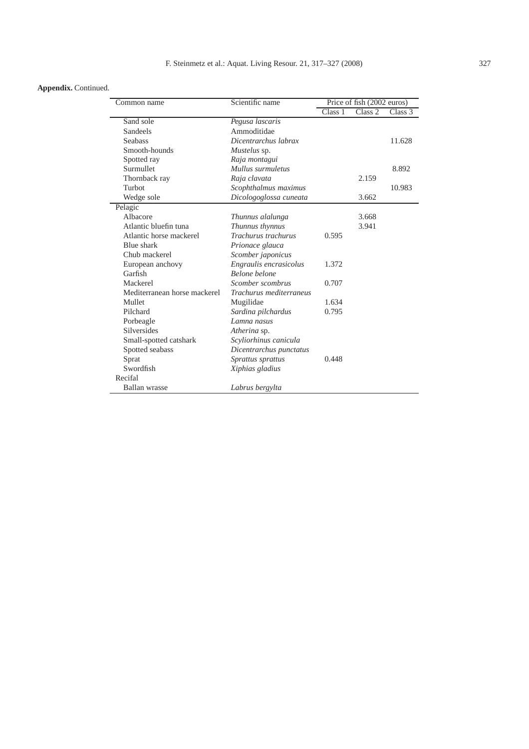**Appendix.** Continued.

| Common name | Scientific name | Price of fish (2002 euros) | | |
|---|---|---|---|---|
| | | Class 1 | Class 2 | Class 3 |
| Sand sole | *Pegusa lascaris* | | | |
| Sandeels | Ammoditidae | | | |
| Seabass | *Dicentrarchus labrax* | | | 11.628 |
| Smooth-hounds | *Mustelus* sp. | | | |
| Spotted ray | *Raja montagui* | | | |
| Surmullet | *Mullus surmuletus* | | | 8.892 |
| Thornback ray | *Raja clavata* | | 2.159 | |
| Turbot | *Scophthalmus maximus* | | | 10.983 |
| Wedge sole | *Dicologoglossa cuneata* | | 3.662 | |
| Pelagic | | | | |
| Albacore | *Thunnus alalunga* | | 3.668 | |
| Atlantic bluefin tuna | *Thunnus thynnus* | | 3.941 | |
| Atlantic horse mackerel | *Trachurus trachurus* | 0.595 | | |
| Blue shark | *Prionace glauca* | | | |
| Chub mackerel | *Scomber japonicus* | | | |
| European anchovy | *Engraulis encrasicolus* | 1.372 | | |
| Garfish | *Belone belone* | | | |
| Mackerel | *Scomber scombrus* | 0.707 | | |
| Mediterranean horse mackerel | *Trachurus mediterraneus* | | | |
| Mullet | Mugilidae | 1.634 | | |
| Pilchard | *Sardina pilchardus* | 0.795 | | |
| Porbeagle | *Lamna nasus* | | | |
| Silversides | *Atherina* sp. | | | |
| Small-spotted catshark | *Scyliorhinus canicula* | | | |
| Spotted seabass | *Dicentrarchus punctatus* | | | |
| Sprat | *Sprattus sprattus* | 0.448 | | |
| Swordfish | *Xiphias gladius* | | | |
| Recifal | | | | |
| Ballan wrasse | *Labrus bergylta* | | | |